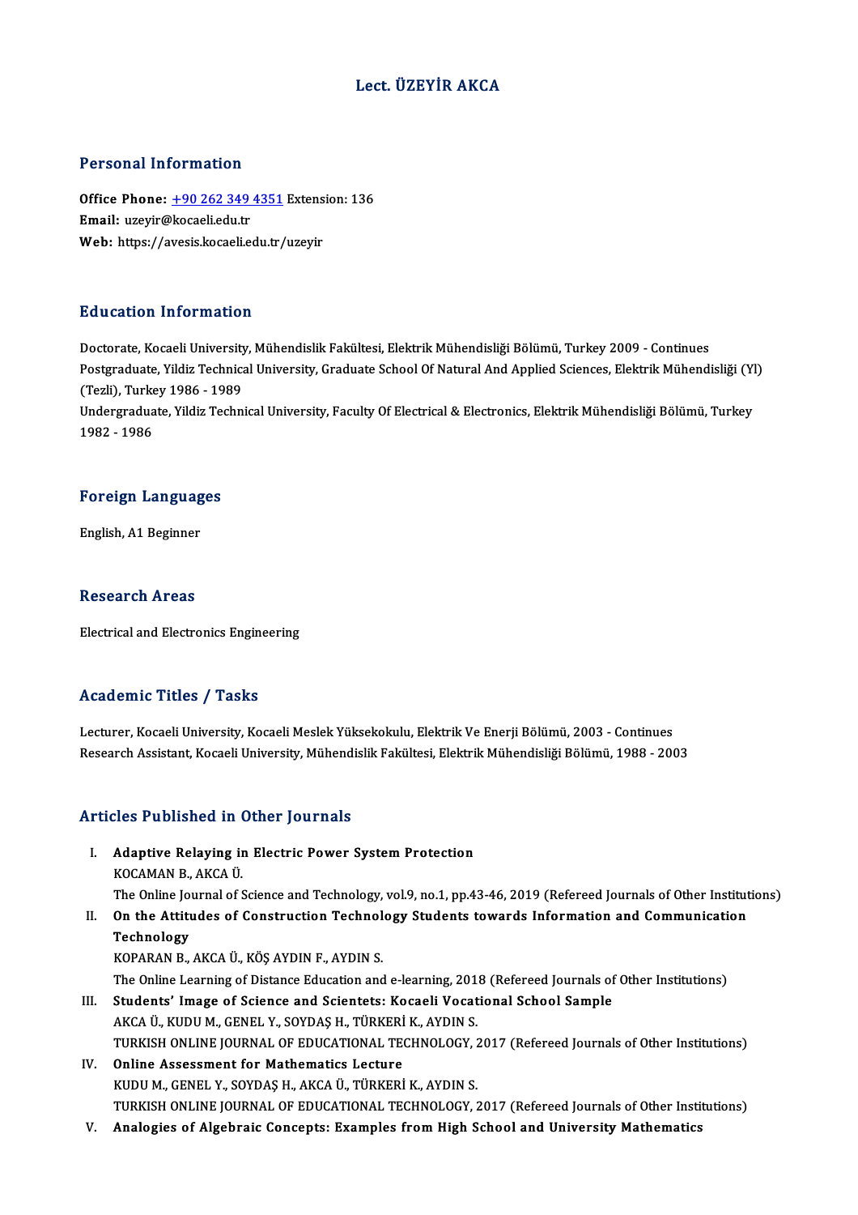# Lect. ÜZEYİR AKCA

## Personal Information

**Office Phone:** +90 262 349 4351 Extension: 136
**Email:** uzeyir@kocaeli.edu.tr
**Web:** https://avesis.kocaeli.edu.tr/uzeyir

## Education Information

Doctorate, Kocaeli University, Mühendislik Fakültesi, Elektrik Mühendisliği Bölümü, Turkey 2009 - Continues
Postgraduate, Yildiz Technical University, Graduate School Of Natural And Applied Sciences, Elektrik Mühendisliği (Yl) (Tezli), Turkey 1986 - 1989
Undergraduate, Yildiz Technical University, Faculty Of Electrical & Electronics, Elektrik Mühendisliği Bölümü, Turkey 1982 - 1986

## Foreign Languages

English, A1 Beginner

## Research Areas

Electrical and Electronics Engineering

## Academic Titles / Tasks

Lecturer, Kocaeli University, Kocaeli Meslek Yüksekokulu, Elektrik Ve Enerji Bölümü, 2003 - Continues
Research Assistant, Kocaeli University, Mühendislik Fakültesi, Elektrik Mühendisliği Bölümü, 1988 - 2003

## Articles Published in Other Journals

I. **Adaptive Relaying in Electric Power System Protection**
KOCAMAN B., AKCA Ü.
The Online Journal of Science and Technology, vol.9, no.1, pp.43-46, 2019 (Refereed Journals of Other Institutions)

II. **On the Attitudes of Construction Technology Students towards Information and Communication Technology**
KOPARAN B., AKCA Ü., KÖŞ AYDIN F., AYDIN S.
The Online Learning of Distance Education and e-learning, 2018 (Refereed Journals of Other Institutions)

III. **Students' Image of Science and Scientets: Kocaeli Vocational School Sample**
AKCA Ü., KUDU M., GENEL Y., SOYDAŞ H., TÜRKERİ K., AYDIN S.
TURKISH ONLINE JOURNAL OF EDUCATIONAL TECHNOLOGY, 2017 (Refereed Journals of Other Institutions)

IV. **Online Assessment for Mathematics Lecture**
KUDU M., GENEL Y., SOYDAŞ H., AKCA Ü., TÜRKERİ K., AYDIN S.
TURKISH ONLINE JOURNAL OF EDUCATIONAL TECHNOLOGY, 2017 (Refereed Journals of Other Institutions)

V. **Analogies of Algebraic Concepts: Examples from High School and University Mathematics**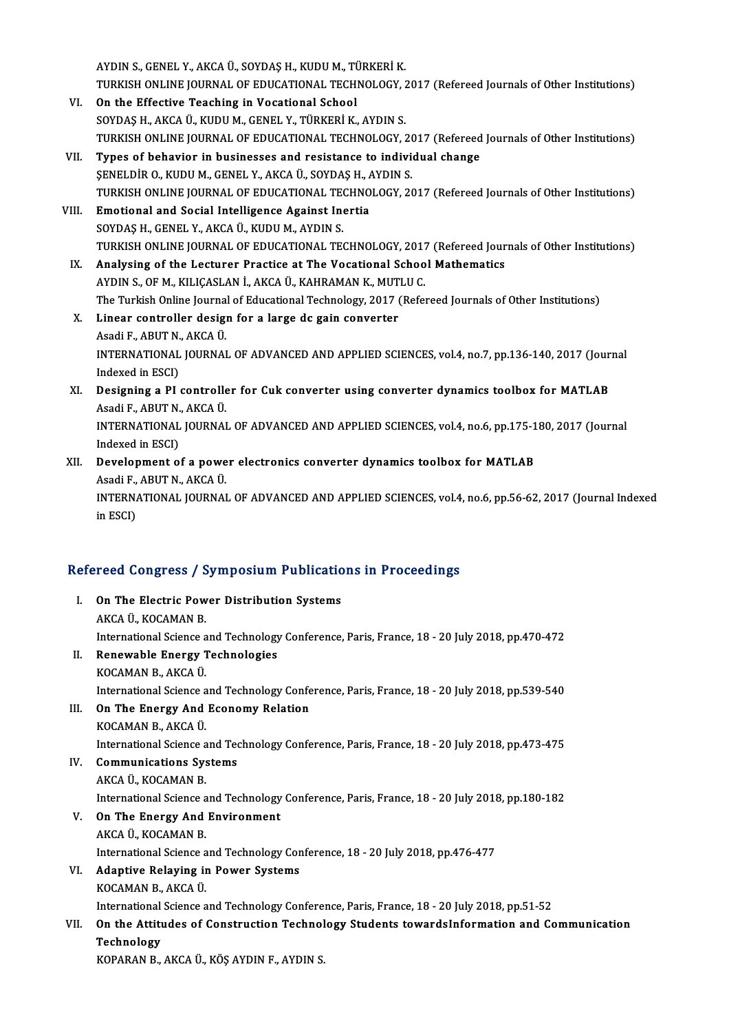AYDIN S., GENEL Y., AKCA Ü., SOYDAŞ H., KUDU M., TÜRKERİ K.
TURKISH ONLINE JOURNAL OF EDUCATIONAL TECHNOLOGY, 2017 (Refereed Journals of Other Institutions)

VI. **On the Effective Teaching in Vocational School**
SOYDAŞ H., AKCA Ü., KUDU M., GENEL Y., TÜRKERİ K., AYDIN S.
TURKISH ONLINE JOURNAL OF EDUCATIONAL TECHNOLOGY, 2017 (Refereed Journals of Other Institutions)

VII. **Types of behavior in businesses and resistance to individual change**
ŞENELDİR O., KUDU M., GENEL Y., AKCA Ü., SOYDAŞ H., AYDIN S.
TURKISH ONLINE JOURNAL OF EDUCATIONAL TECHNOLOGY, 2017 (Refereed Journals of Other Institutions)

VIII. **Emotional and Social Intelligence Against Inertia**
SOYDAŞ H., GENEL Y., AKCA Ü., KUDU M., AYDIN S.
TURKISH ONLINE JOURNAL OF EDUCATIONAL TECHNOLOGY, 2017 (Refereed Journals of Other Institutions)

IX. **Analysing of the Lecturer Practice at The Vocational School Mathematics**
AYDIN S., OF M., KILIÇASLAN İ., AKCA Ü., KAHRAMAN K., MUTLU C.
The Turkish Online Journal of Educational Technology, 2017 (Refereed Journals of Other Institutions)

X. **Linear controller design for a large dc gain converter**
Asadi F., ABUT N., AKCA Ü.
INTERNATIONAL JOURNAL OF ADVANCED AND APPLIED SCIENCES, vol.4, no.7, pp.136-140, 2017 (Journal Indexed in ESCI)

XI. **Designing a PI controller for Cuk converter using converter dynamics toolbox for MATLAB**
Asadi F., ABUT N., AKCA Ü.
INTERNATIONAL JOURNAL OF ADVANCED AND APPLIED SCIENCES, vol.4, no.6, pp.175-180, 2017 (Journal Indexed in ESCI)

XII. **Development of a power electronics converter dynamics toolbox for MATLAB**
Asadi F., ABUT N., AKCA Ü.
INTERNATIONAL JOURNAL OF ADVANCED AND APPLIED SCIENCES, vol.4, no.6, pp.56-62, 2017 (Journal Indexed in ESCI)

## Refereed Congress / Symposium Publications in Proceedings

I. **On The Electric Power Distribution Systems**
AKCA Ü., KOCAMAN B.
International Science and Technology Conference, Paris, France, 18 - 20 July 2018, pp.470-472

II. **Renewable Energy Technologies**
KOCAMAN B., AKCA Ü.
International Science and Technology Conference, Paris, France, 18 - 20 July 2018, pp.539-540

III. **On The Energy And Economy Relation**
KOCAMAN B., AKCA Ü.
International Science and Technology Conference, Paris, France, 18 - 20 July 2018, pp.473-475

IV. **Communications Systems**
AKCA Ü., KOCAMAN B.
International Science and Technology Conference, Paris, France, 18 - 20 July 2018, pp.180-182

V. **On The Energy And Environment**
AKCA Ü., KOCAMAN B.
International Science and Technology Conference, 18 - 20 July 2018, pp.476-477

VI. **Adaptive Relaying in Power Systems**
KOCAMAN B., AKCA Ü.
International Science and Technology Conference, Paris, France, 18 - 20 July 2018, pp.51-52

VII. **On the Attitudes of Construction Technology Students towardsInformation and Communication Technology**
KOPARAN B., AKCA Ü., KÖŞ AYDIN F., AYDIN S.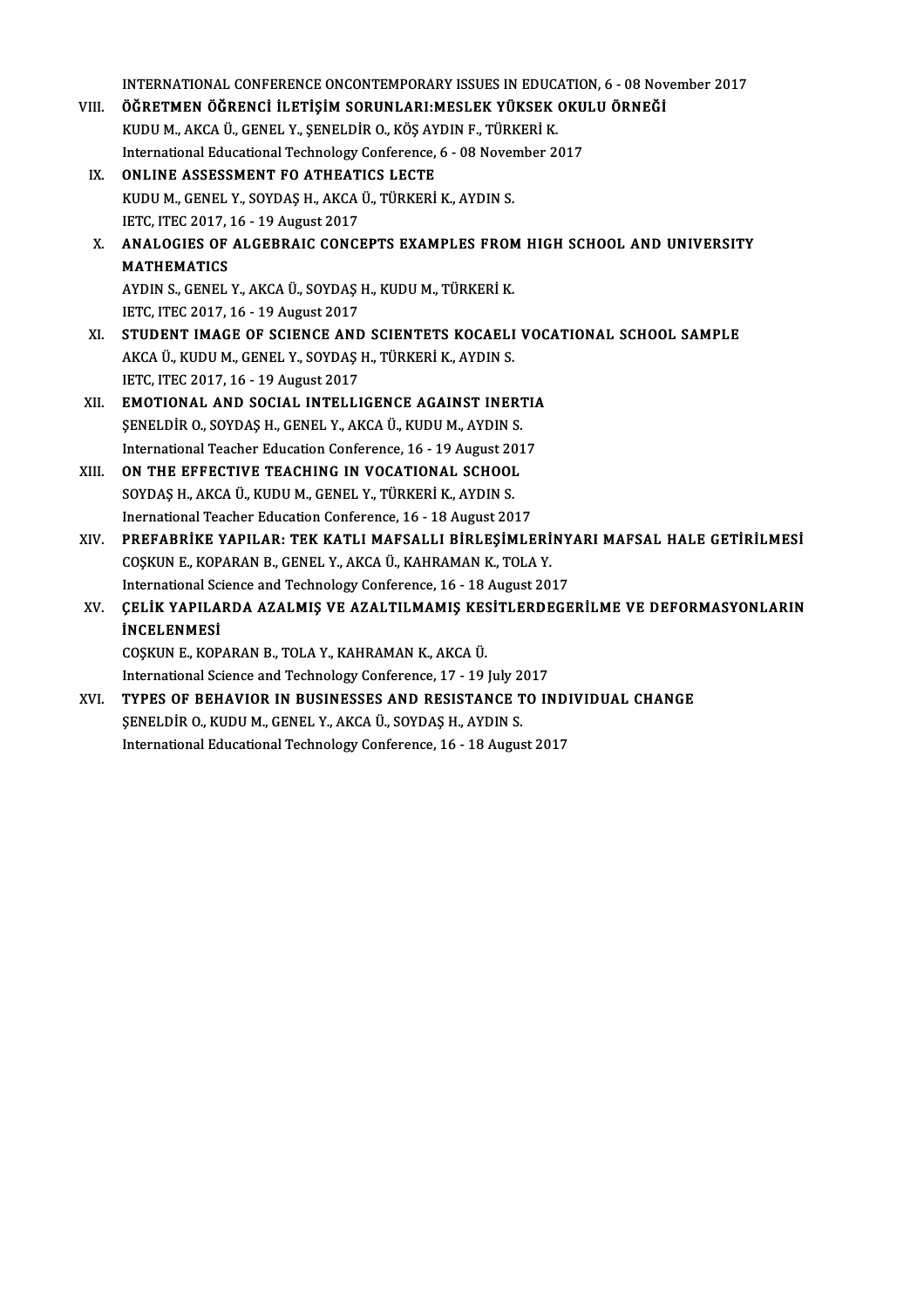INTERNATIONAL CONFERENCE ONCONTEMPORARY ISSUES IN EDUCATION, 6 - 08 November 2017

VIII. **ÖĞRETMEN ÖĞRENCİ İLETİŞİM SORUNLARI:MESLEK YÜKSEK OKULU ÖRNEĞİ**
KUDU M., AKCA Ü., GENEL Y., ŞENELDİR O., KÖŞ AYDIN F., TÜRKERİ K.
International Educational Technology Conference, 6 - 08 November 2017

IX. **ONLINE ASSESSMENT FO ATHEATICS LECTE**
KUDU M., GENEL Y., SOYDAŞ H., AKCA Ü., TÜRKERİ K., AYDIN S.
IETC, ITEC 2017, 16 - 19 August 2017

X. **ANALOGIES OF ALGEBRAIC CONCEPTS EXAMPLES FROM HIGH SCHOOL AND UNIVERSITY MATHEMATICS**
AYDIN S., GENEL Y., AKCA Ü., SOYDAŞ H., KUDU M., TÜRKERİ K.
IETC, ITEC 2017, 16 - 19 August 2017

XI. **STUDENT IMAGE OF SCIENCE AND SCIENTETS KOCAELI VOCATIONAL SCHOOL SAMPLE**
AKCA Ü., KUDU M., GENEL Y., SOYDAŞ H., TÜRKERİ K., AYDIN S.
IETC, ITEC 2017, 16 - 19 August 2017

XII. **EMOTIONAL AND SOCIAL INTELLIGENCE AGAINST INERTIA**
ŞENELDİR O., SOYDAŞ H., GENEL Y., AKCA Ü., KUDU M., AYDIN S.
International Teacher Education Conference, 16 - 19 August 2017

XIII. **ON THE EFFECTIVE TEACHING IN VOCATIONAL SCHOOL**
SOYDAŞ H., AKCA Ü., KUDU M., GENEL Y., TÜRKERİ K., AYDIN S.
Inernational Teacher Education Conference, 16 - 18 August 2017

XIV. **PREFABRİKE YAPILAR: TEK KATLI MAFSALLI BİRLEŞİMLERİNYARI MAFSAL HALE GETİRİLMESİ**
COŞKUN E., KOPARAN B., GENEL Y., AKCA Ü., KAHRAMAN K., TOLA Y.
International Science and Technology Conference, 16 - 18 August 2017

XV. **ÇELİK YAPILARDA AZALMIŞ VE AZALTILMAMIŞ KESİTLERDEGERİLME VE DEFORMASYONLARIN İNCELENMESİ**
COŞKUN E., KOPARAN B., TOLA Y., KAHRAMAN K., AKCA Ü.
International Science and Technology Conference, 17 - 19 July 2017

XVI. **TYPES OF BEHAVIOR IN BUSINESSES AND RESISTANCE TO INDIVIDUAL CHANGE**
ŞENELDİR O., KUDU M., GENEL Y., AKCA Ü., SOYDAŞ H., AYDIN S.
International Educational Technology Conference, 16 - 18 August 2017